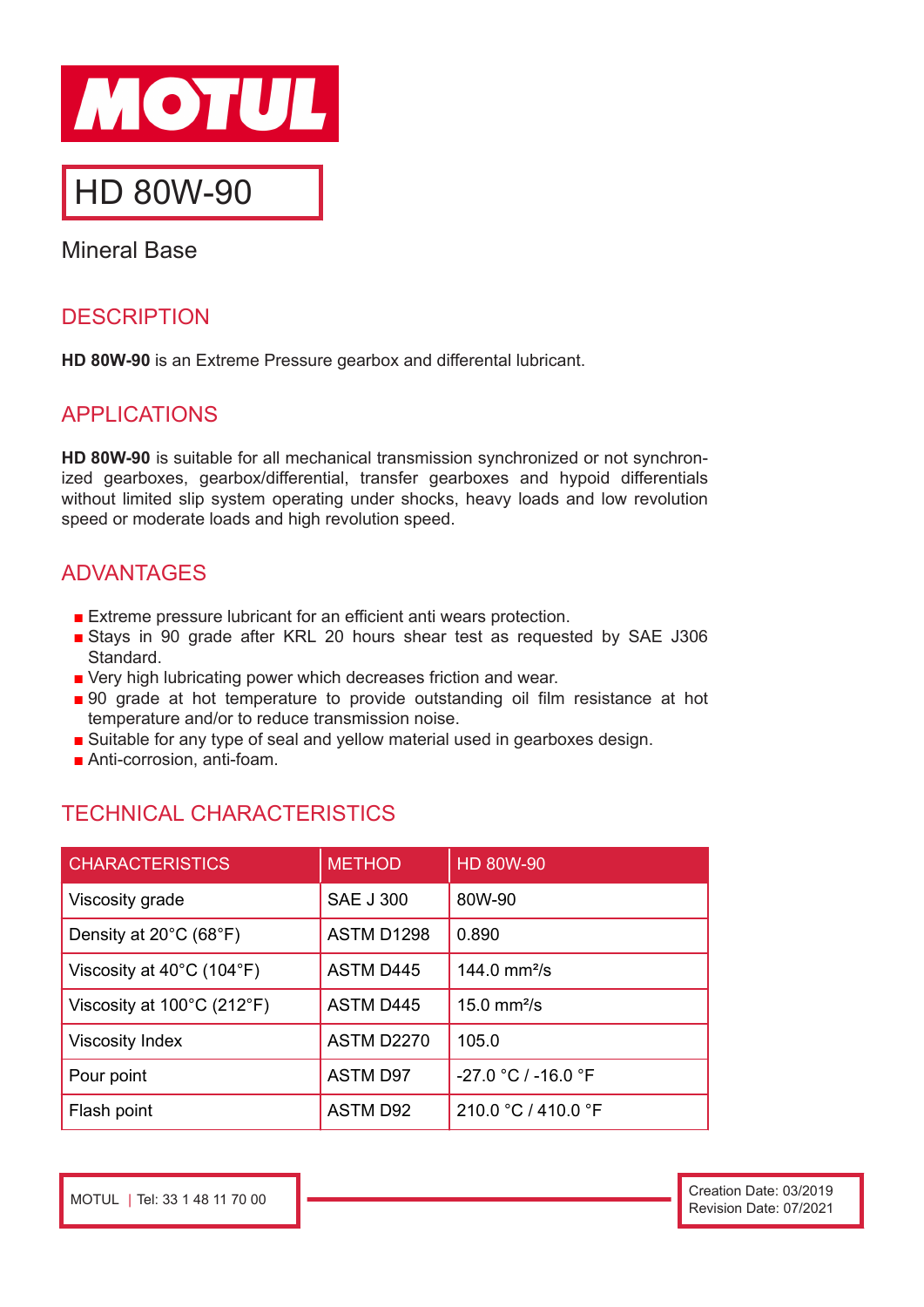# MOTUL

## HD 80W-90

Mineral Base

## DESCRIPTION

**HD 80W-90** is an Extreme Pressure gearbox and differental lubricant.

## APPLICATIONS

**HD 80W-90** is suitable for all mechanical transmission synchronized or not synchronized gearboxes, gearbox/differential, transfer gearboxes and hypoid differentials without limited slip system operating under shocks, heavy loads and low revolution speed or moderate loads and high revolution speed.

## ADVANTAGES

- Extreme pressure lubricant for an efficient anti wears protection.
- Stays in 90 grade after KRL 20 hours shear test as requested by SAE J306 Standard.
- Very high lubricating power which decreases friction and wear.
- 90 grade at hot temperature to provide outstanding oil film resistance at hot temperature and/or to reduce transmission noise.
- Suitable for any type of seal and yellow material used in gearboxes design.
- Anti-corrosion, anti-foam.

## TECHNICAL CHARACTERISTICS

| CHARACTERISTICS | METHOD | HD 80W-90 |
| --- | --- | --- |
| Viscosity grade | SAE J 300 | 80W-90 |
| Density at 20°C (68°F) | ASTM D1298 | 0.890 |
| Viscosity at 40°C (104°F) | ASTM D445 | 144.0 mm²/s |
| Viscosity at 100°C (212°F) | ASTM D445 | 15.0 mm²/s |
| Viscosity Index | ASTM D2270 | 105.0 |
| Pour point | ASTM D97 | -27.0 °C / -16.0 °F |
| Flash point | ASTM D92 | 210.0 °C / 410.0 °F |

MOTUL | Tel: 33 1 48 11 70 00

Creation Date: 03/2019
Revision Date: 07/2021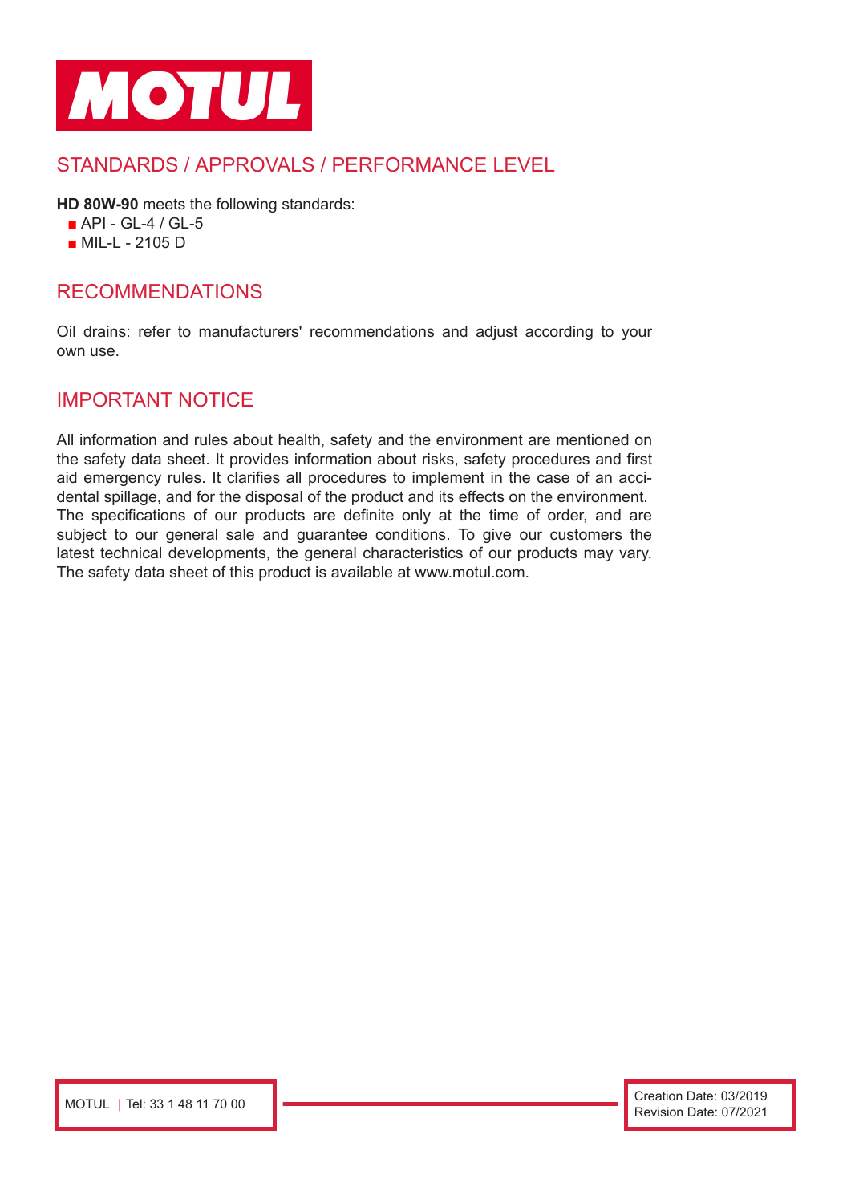MOTUL

## STANDARDS / APPROVALS / PERFORMANCE LEVEL

**HD 80W-90** meets the following standards:

- API - GL-4 / GL-5
- MIL-L - 2105 D

## RECOMMENDATIONS

Oil drains: refer to manufacturers' recommendations and adjust according to your own use.

## IMPORTANT NOTICE

All information and rules about health, safety and the environment are mentioned on the safety data sheet. It provides information about risks, safety procedures and first aid emergency rules. It clarifies all procedures to implement in the case of an accidental spillage, and for the disposal of the product and its effects on the environment.
The specifications of our products are definite only at the time of order, and are subject to our general sale and guarantee conditions. To give our customers the latest technical developments, the general characteristics of our products may vary.
The safety data sheet of this product is available at www.motul.com.

MOTUL | Tel: 33 1 48 11 70 00

Creation Date: 03/2019
Revision Date: 07/2021